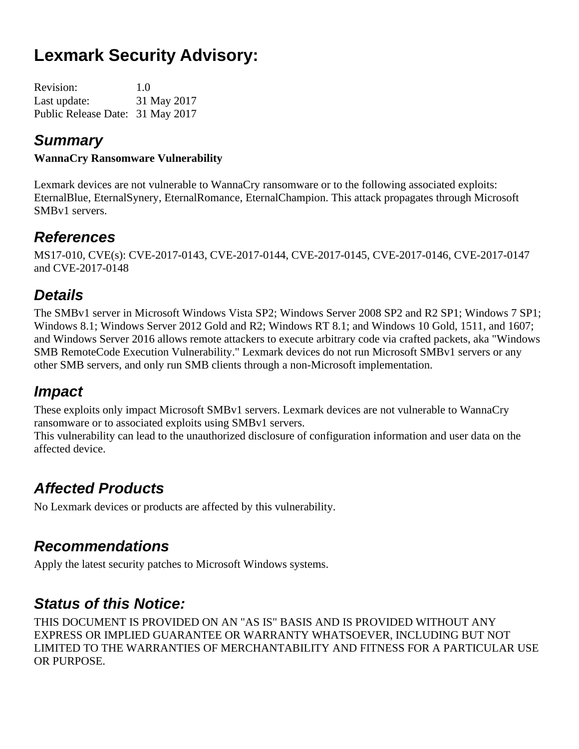# Lexmark Security Advisory:

Revision: 1.0
Last update: 31 May 2017
Public Release Date: 31 May 2017

## Summary

**WannaCry Ransomware Vulnerability**

Lexmark devices are not vulnerable to WannaCry ransomware or to the following associated exploits: EternalBlue, EternalSynery, EternalRomance, EternalChampion. This attack propagates through Microsoft SMBv1 servers.

## References

MS17-010, CVE(s): CVE-2017-0143, CVE-2017-0144, CVE-2017-0145, CVE-2017-0146, CVE-2017-0147 and CVE-2017-0148

## Details

The SMBv1 server in Microsoft Windows Vista SP2; Windows Server 2008 SP2 and R2 SP1; Windows 7 SP1; Windows 8.1; Windows Server 2012 Gold and R2; Windows RT 8.1; and Windows 10 Gold, 1511, and 1607; and Windows Server 2016 allows remote attackers to execute arbitrary code via crafted packets, aka "Windows SMB RemoteCode Execution Vulnerability." Lexmark devices do not run Microsoft SMBv1 servers or any other SMB servers, and only run SMB clients through a non-Microsoft implementation.

## Impact

These exploits only impact Microsoft SMBv1 servers. Lexmark devices are not vulnerable to WannaCry ransomware or to associated exploits using SMBv1 servers.
This vulnerability can lead to the unauthorized disclosure of configuration information and user data on the affected device.

## Affected Products

No Lexmark devices or products are affected by this vulnerability.

## Recommendations

Apply the latest security patches to Microsoft Windows systems.

## Status of this Notice:

THIS DOCUMENT IS PROVIDED ON AN "AS IS" BASIS AND IS PROVIDED WITHOUT ANY EXPRESS OR IMPLIED GUARANTEE OR WARRANTY WHATSOEVER, INCLUDING BUT NOT LIMITED TO THE WARRANTIES OF MERCHANTABILITY AND FITNESS FOR A PARTICULAR USE OR PURPOSE.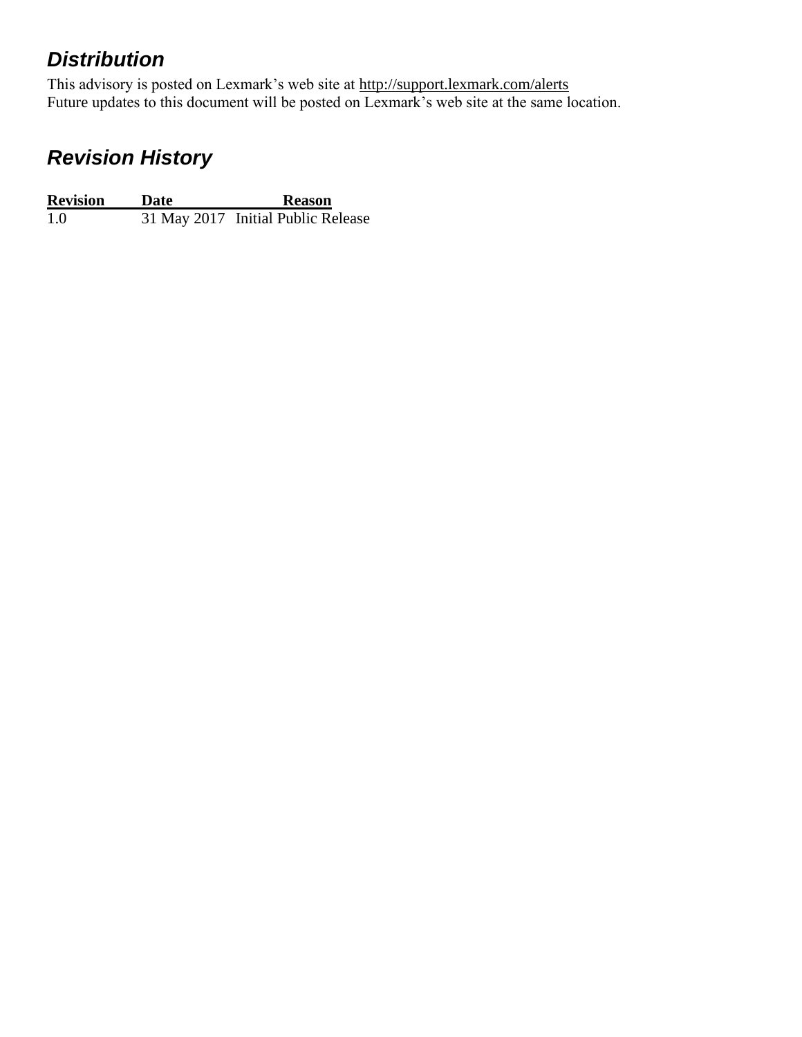## *Distribution*

This advisory is posted on Lexmark's web site at http://support.lexmark.com/alerts
Future updates to this document will be posted on Lexmark's web site at the same location.

## *Revision History*

| Revision | Date | Reason |
|---|---|---|
| 1.0 | 31 May 2017 | Initial Public Release |